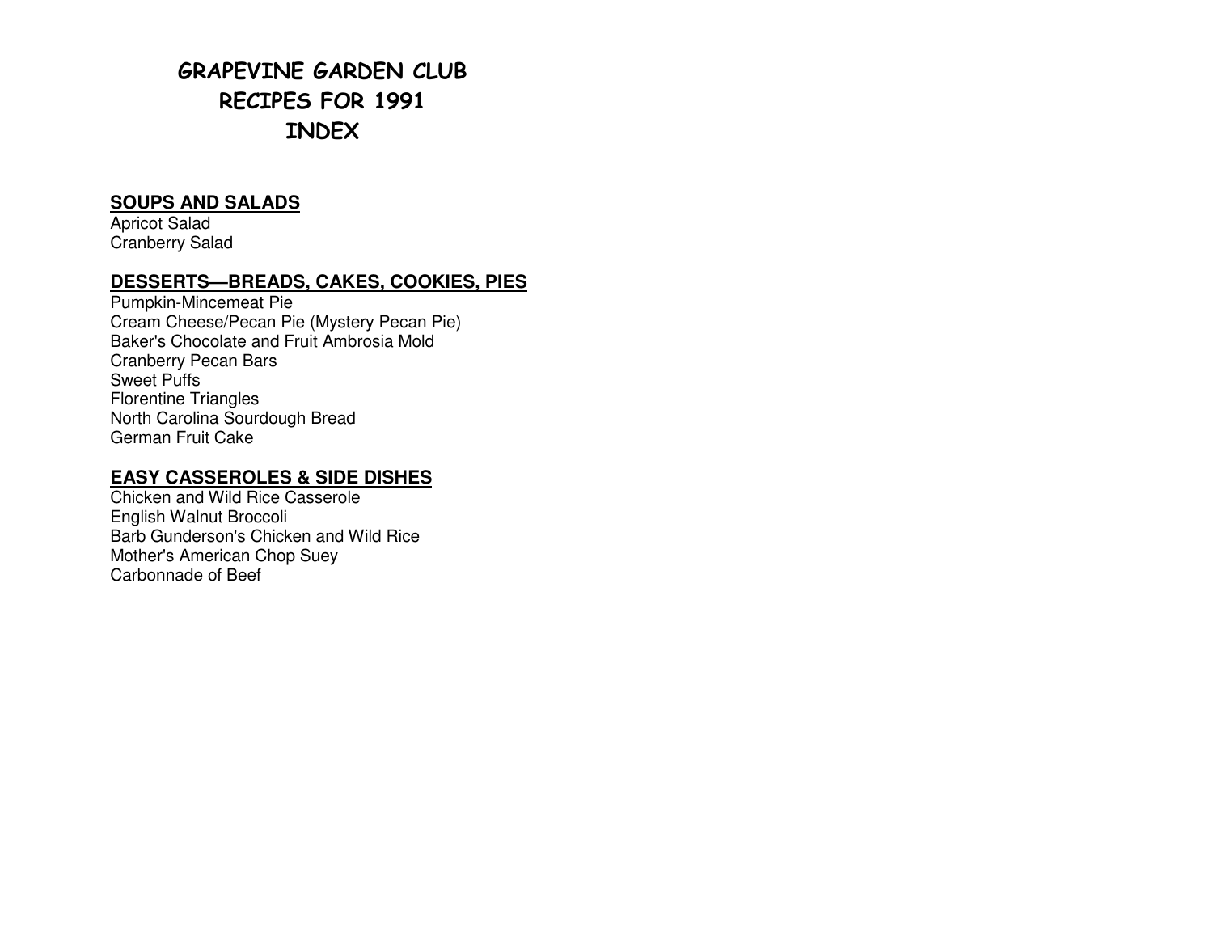# GRAPEVINE GARDEN CLUB
# RECIPES FOR 1991
# INDEX

## SOUPS AND SALADS

Apricot Salad
Cranberry Salad

## DESSERTS—BREADS, CAKES, COOKIES, PIES

Pumpkin-Mincemeat Pie
Cream Cheese/Pecan Pie (Mystery Pecan Pie)
Baker's Chocolate and Fruit Ambrosia Mold
Cranberry Pecan Bars
Sweet Puffs
Florentine Triangles
North Carolina Sourdough Bread
German Fruit Cake

## EASY CASSEROLES & SIDE DISHES

Chicken and Wild Rice Casserole
English Walnut Broccoli
Barb Gunderson's Chicken and Wild Rice
Mother's American Chop Suey
Carbonnade of Beef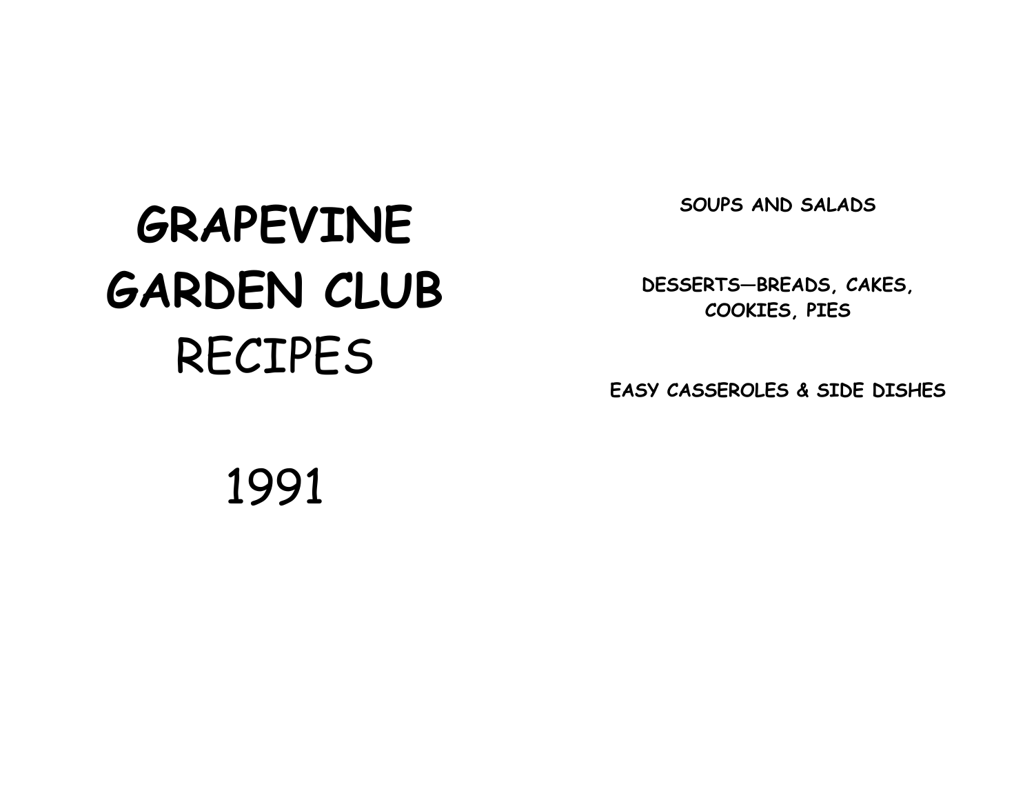# GRAPEVINE GARDEN CLUB

# RECIPES

# 1991

**SOUPS AND SALADS**

**DESSERTS—BREADS, CAKES, COOKIES, PIES**

**EASY CASSEROLES & SIDE DISHES**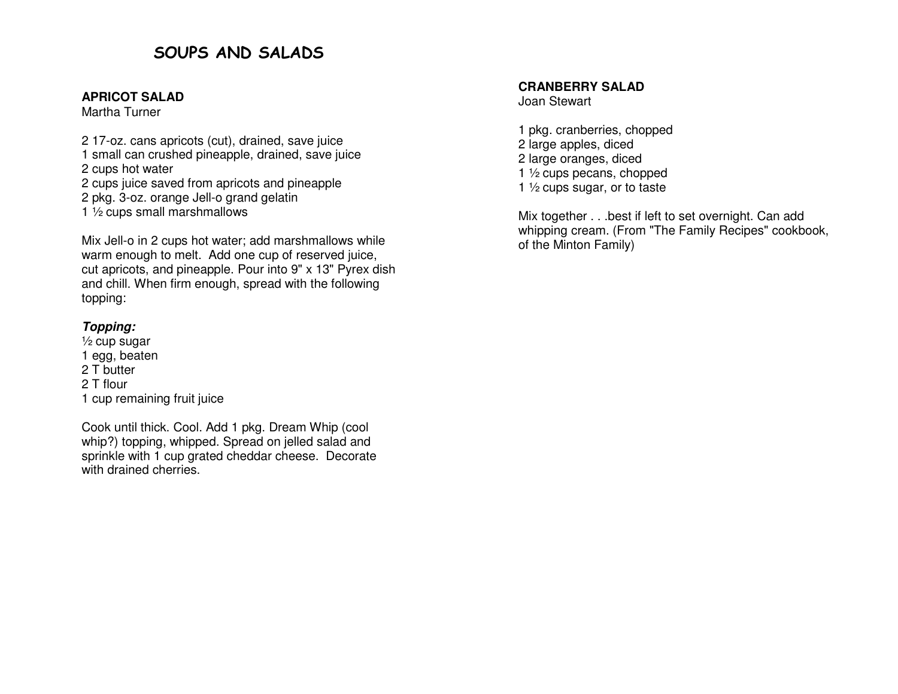# SOUPS AND SALADS

## APRICOT SALAD

Martha Turner

2 17-oz. cans apricots (cut), drained, save juice
1 small can crushed pineapple, drained, save juice
2 cups hot water
2 cups juice saved from apricots and pineapple
2 pkg. 3-oz. orange Jell-o grand gelatin
1 ½ cups small marshmallows

Mix Jell-o in 2 cups hot water; add marshmallows while warm enough to melt. Add one cup of reserved juice, cut apricots, and pineapple. Pour into 9" x 13" Pyrex dish and chill. When firm enough, spread with the following topping:

***Topping:***

½ cup sugar
1 egg, beaten
2 T butter
2 T flour
1 cup remaining fruit juice

Cook until thick. Cool. Add 1 pkg. Dream Whip (cool whip?) topping, whipped. Spread on jelled salad and sprinkle with 1 cup grated cheddar cheese. Decorate with drained cherries.

## CRANBERRY SALAD

Joan Stewart

1 pkg. cranberries, chopped
2 large apples, diced
2 large oranges, diced
1 ½ cups pecans, chopped
1 ½ cups sugar, or to taste

Mix together . . .best if left to set overnight. Can add whipping cream. (From "The Family Recipes" cookbook, of the Minton Family)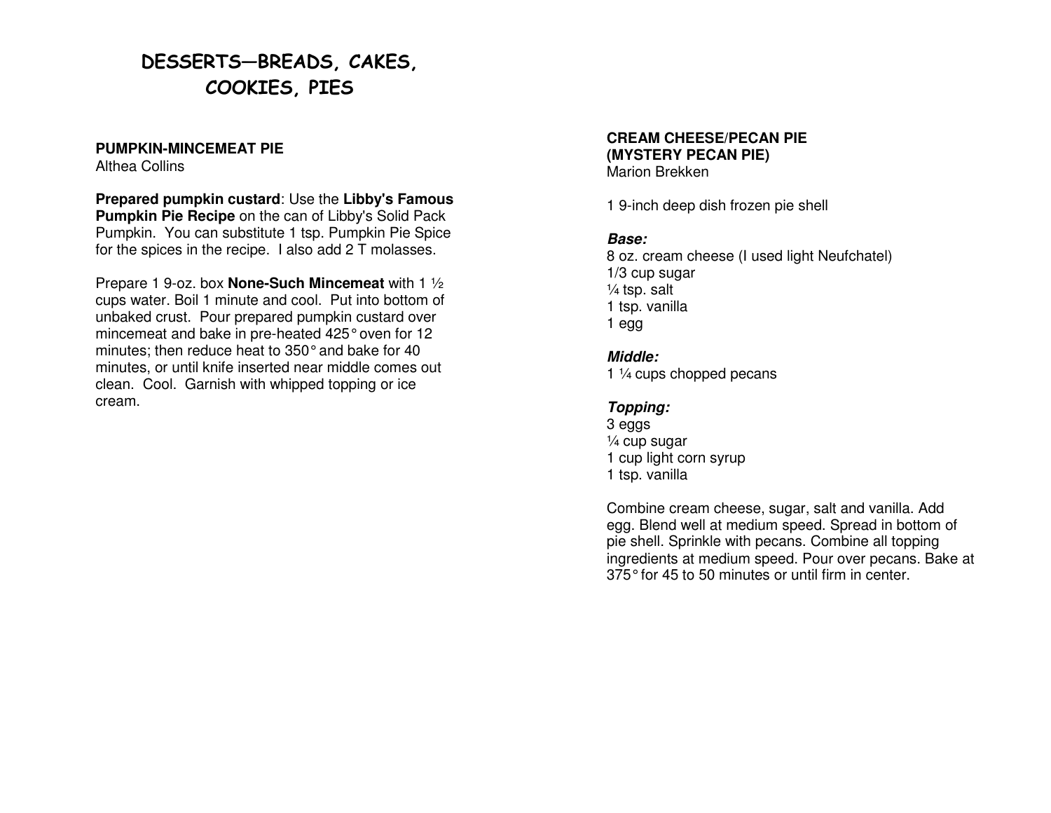# DESSERTS—BREADS, CAKES, COOKIES, PIES

**PUMPKIN-MINCEMEAT PIE**
Althea Collins

**Prepared pumpkin custard**: Use the **Libby's Famous Pumpkin Pie Recipe** on the can of Libby's Solid Pack Pumpkin. You can substitute 1 tsp. Pumpkin Pie Spice for the spices in the recipe. I also add 2 T molasses.

Prepare 1 9-oz. box **None-Such Mincemeat** with 1 ½ cups water. Boil 1 minute and cool. Put into bottom of unbaked crust. Pour prepared pumpkin custard over mincemeat and bake in pre-heated 425° oven for 12 minutes; then reduce heat to 350° and bake for 40 minutes, or until knife inserted near middle comes out clean. Cool. Garnish with whipped topping or ice cream.

**CREAM CHEESE/PECAN PIE**
**(MYSTERY PECAN PIE)**
Marion Brekken

1 9-inch deep dish frozen pie shell

***Base:***
8 oz. cream cheese (I used light Neufchatel)
1/3 cup sugar
¼ tsp. salt
1 tsp. vanilla
1 egg

***Middle:***
1 ¼ cups chopped pecans

***Topping:***
3 eggs
¼ cup sugar
1 cup light corn syrup
1 tsp. vanilla

Combine cream cheese, sugar, salt and vanilla. Add egg. Blend well at medium speed. Spread in bottom of pie shell. Sprinkle with pecans. Combine all topping ingredients at medium speed. Pour over pecans. Bake at 375° for 45 to 50 minutes or until firm in center.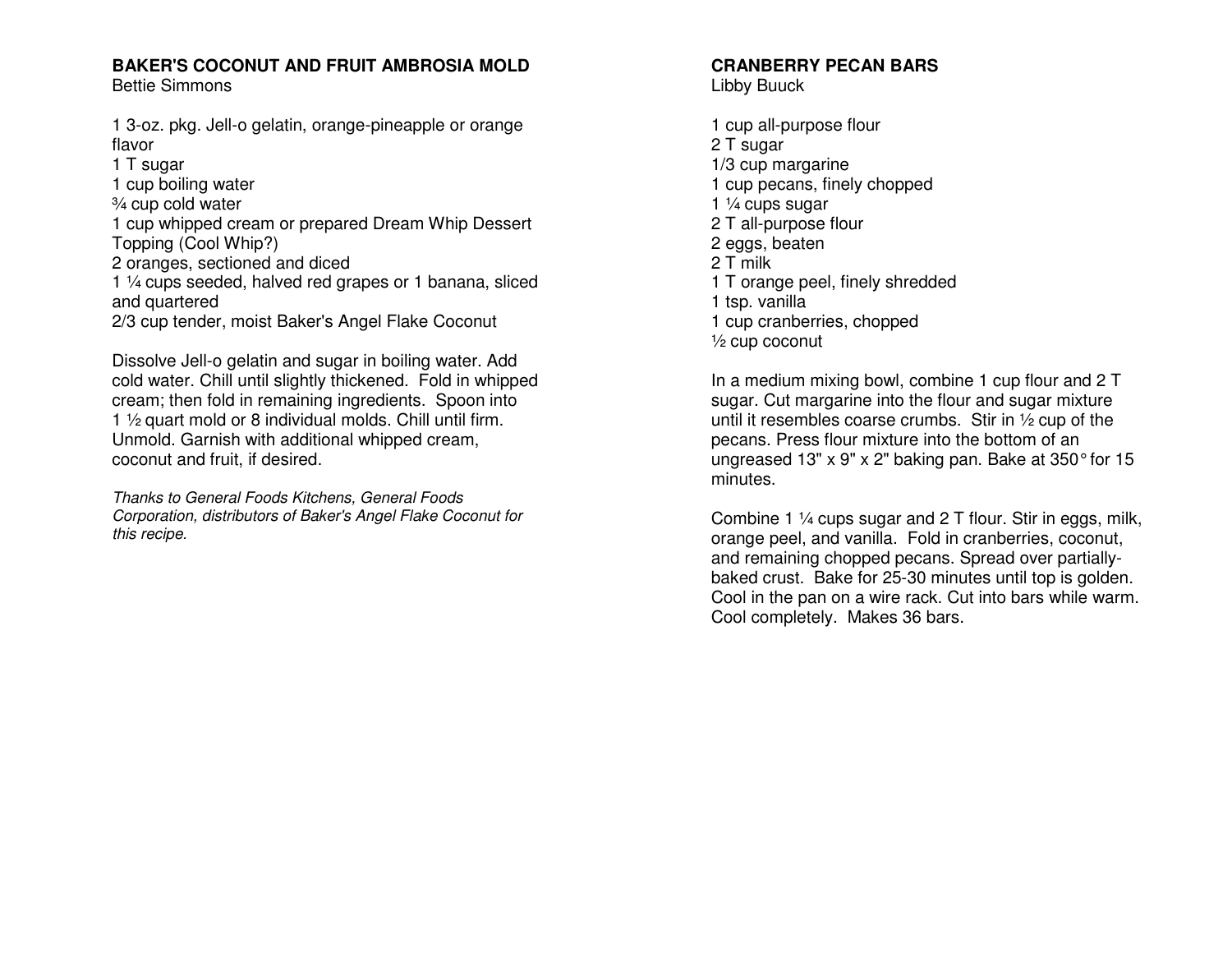## BAKER'S COCONUT AND FRUIT AMBROSIA MOLD

Bettie Simmons

1 3-oz. pkg. Jell-o gelatin, orange-pineapple or orange flavor
1 T sugar
1 cup boiling water
¾ cup cold water
1 cup whipped cream or prepared Dream Whip Dessert Topping (Cool Whip?)
2 oranges, sectioned and diced
1 ¼ cups seeded, halved red grapes or 1 banana, sliced and quartered
2/3 cup tender, moist Baker's Angel Flake Coconut

Dissolve Jell-o gelatin and sugar in boiling water. Add cold water. Chill until slightly thickened. Fold in whipped cream; then fold in remaining ingredients. Spoon into 1 ½ quart mold or 8 individual molds. Chill until firm. Unmold. Garnish with additional whipped cream, coconut and fruit, if desired.

*Thanks to General Foods Kitchens, General Foods Corporation, distributors of Baker's Angel Flake Coconut for this recipe.*

## CRANBERRY PECAN BARS

Libby Buuck

1 cup all-purpose flour
2 T sugar
1/3 cup margarine
1 cup pecans, finely chopped
1 ¼ cups sugar
2 T all-purpose flour
2 eggs, beaten
2 T milk
1 T orange peel, finely shredded
1 tsp. vanilla
1 cup cranberries, chopped
½ cup coconut

In a medium mixing bowl, combine 1 cup flour and 2 T sugar. Cut margarine into the flour and sugar mixture until it resembles coarse crumbs. Stir in ½ cup of the pecans. Press flour mixture into the bottom of an ungreased 13" x 9" x 2" baking pan. Bake at 350° for 15 minutes.

Combine 1 ¼ cups sugar and 2 T flour. Stir in eggs, milk, orange peel, and vanilla. Fold in cranberries, coconut, and remaining chopped pecans. Spread over partially-baked crust. Bake for 25-30 minutes until top is golden. Cool in the pan on a wire rack. Cut into bars while warm. Cool completely. Makes 36 bars.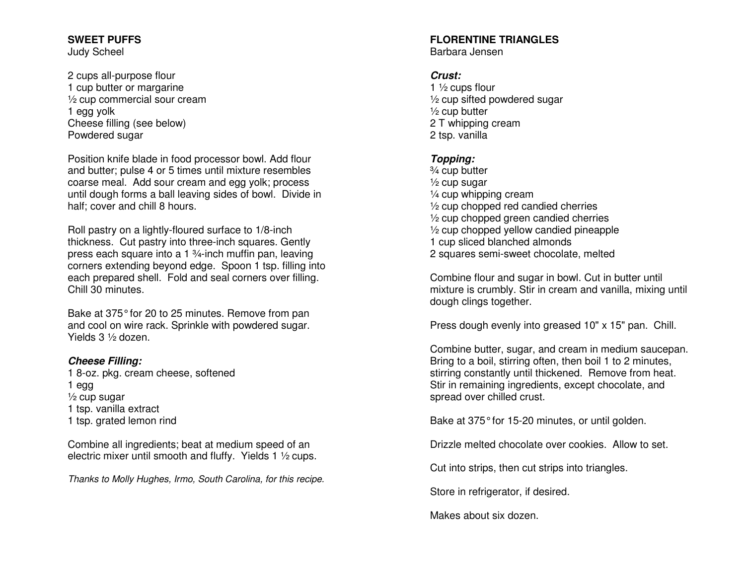## SWEET PUFFS

Judy Scheel

2 cups all-purpose flour
1 cup butter or margarine
½ cup commercial sour cream
1 egg yolk
Cheese filling (see below)
Powdered sugar

Position knife blade in food processor bowl. Add flour and butter; pulse 4 or 5 times until mixture resembles coarse meal. Add sour cream and egg yolk; process until dough forms a ball leaving sides of bowl. Divide in half; cover and chill 8 hours.

Roll pastry on a lightly-floured surface to 1/8-inch thickness. Cut pastry into three-inch squares. Gently press each square into a 1 ¾-inch muffin pan, leaving corners extending beyond edge. Spoon 1 tsp. filling into each prepared shell. Fold and seal corners over filling. Chill 30 minutes.

Bake at 375° for 20 to 25 minutes. Remove from pan and cool on wire rack. Sprinkle with powdered sugar. Yields 3 ½ dozen.

***Cheese Filling:***

1 8-oz. pkg. cream cheese, softened
1 egg
½ cup sugar
1 tsp. vanilla extract
1 tsp. grated lemon rind

Combine all ingredients; beat at medium speed of an electric mixer until smooth and fluffy. Yields 1 ½ cups.

*Thanks to Molly Hughes, Irmo, South Carolina, for this recipe.*

## FLORENTINE TRIANGLES

Barbara Jensen

***Crust:***

1 ½ cups flour
½ cup sifted powdered sugar
½ cup butter
2 T whipping cream
2 tsp. vanilla

***Topping:***

¾ cup butter
½ cup sugar
¼ cup whipping cream
½ cup chopped red candied cherries
½ cup chopped green candied cherries
½ cup chopped yellow candied pineapple
1 cup sliced blanched almonds
2 squares semi-sweet chocolate, melted

Combine flour and sugar in bowl. Cut in butter until mixture is crumbly. Stir in cream and vanilla, mixing until dough clings together.

Press dough evenly into greased 10" x 15" pan. Chill.

Combine butter, sugar, and cream in medium saucepan. Bring to a boil, stirring often, then boil 1 to 2 minutes, stirring constantly until thickened. Remove from heat. Stir in remaining ingredients, except chocolate, and spread over chilled crust.

Bake at 375° for 15-20 minutes, or until golden.

Drizzle melted chocolate over cookies. Allow to set.

Cut into strips, then cut strips into triangles.

Store in refrigerator, if desired.

Makes about six dozen.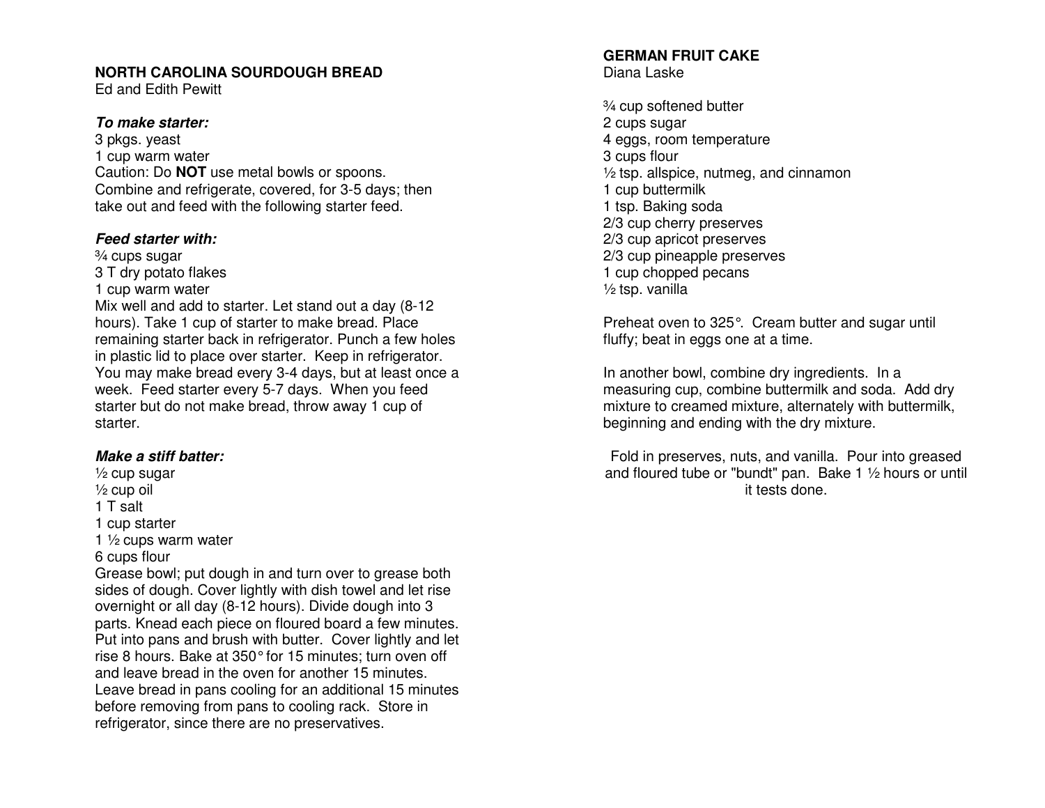## NORTH CAROLINA SOURDOUGH BREAD

Ed and Edith Pewitt

***To make starter:***

3 pkgs. yeast
1 cup warm water
Caution: Do **NOT** use metal bowls or spoons.
Combine and refrigerate, covered, for 3-5 days; then take out and feed with the following starter feed.

***Feed starter with:***

¾ cups sugar
3 T dry potato flakes
1 cup warm water
Mix well and add to starter. Let stand out a day (8-12 hours). Take 1 cup of starter to make bread. Place remaining starter back in refrigerator. Punch a few holes in plastic lid to place over starter. Keep in refrigerator. You may make bread every 3-4 days, but at least once a week. Feed starter every 5-7 days. When you feed starter but do not make bread, throw away 1 cup of starter.

***Make a stiff batter:***

½ cup sugar
½ cup oil
1 T salt
1 cup starter
1 ½ cups warm water
6 cups flour
Grease bowl; put dough in and turn over to grease both sides of dough. Cover lightly with dish towel and let rise overnight or all day (8-12 hours). Divide dough into 3 parts. Knead each piece on floured board a few minutes. Put into pans and brush with butter. Cover lightly and let rise 8 hours. Bake at 350° for 15 minutes; turn oven off and leave bread in the oven for another 15 minutes. Leave bread in pans cooling for an additional 15 minutes before removing from pans to cooling rack. Store in refrigerator, since there are no preservatives.

## GERMAN FRUIT CAKE

Diana Laske

¾ cup softened butter
2 cups sugar
4 eggs, room temperature
3 cups flour
½ tsp. allspice, nutmeg, and cinnamon
1 cup buttermilk
1 tsp. Baking soda
2/3 cup cherry preserves
2/3 cup apricot preserves
2/3 cup pineapple preserves
1 cup chopped pecans
½ tsp. vanilla

Preheat oven to 325°. Cream butter and sugar until fluffy; beat in eggs one at a time.

In another bowl, combine dry ingredients. In a measuring cup, combine buttermilk and soda. Add dry mixture to creamed mixture, alternately with buttermilk, beginning and ending with the dry mixture.

Fold in preserves, nuts, and vanilla. Pour into greased and floured tube or "bundt" pan. Bake 1 ½ hours or until it tests done.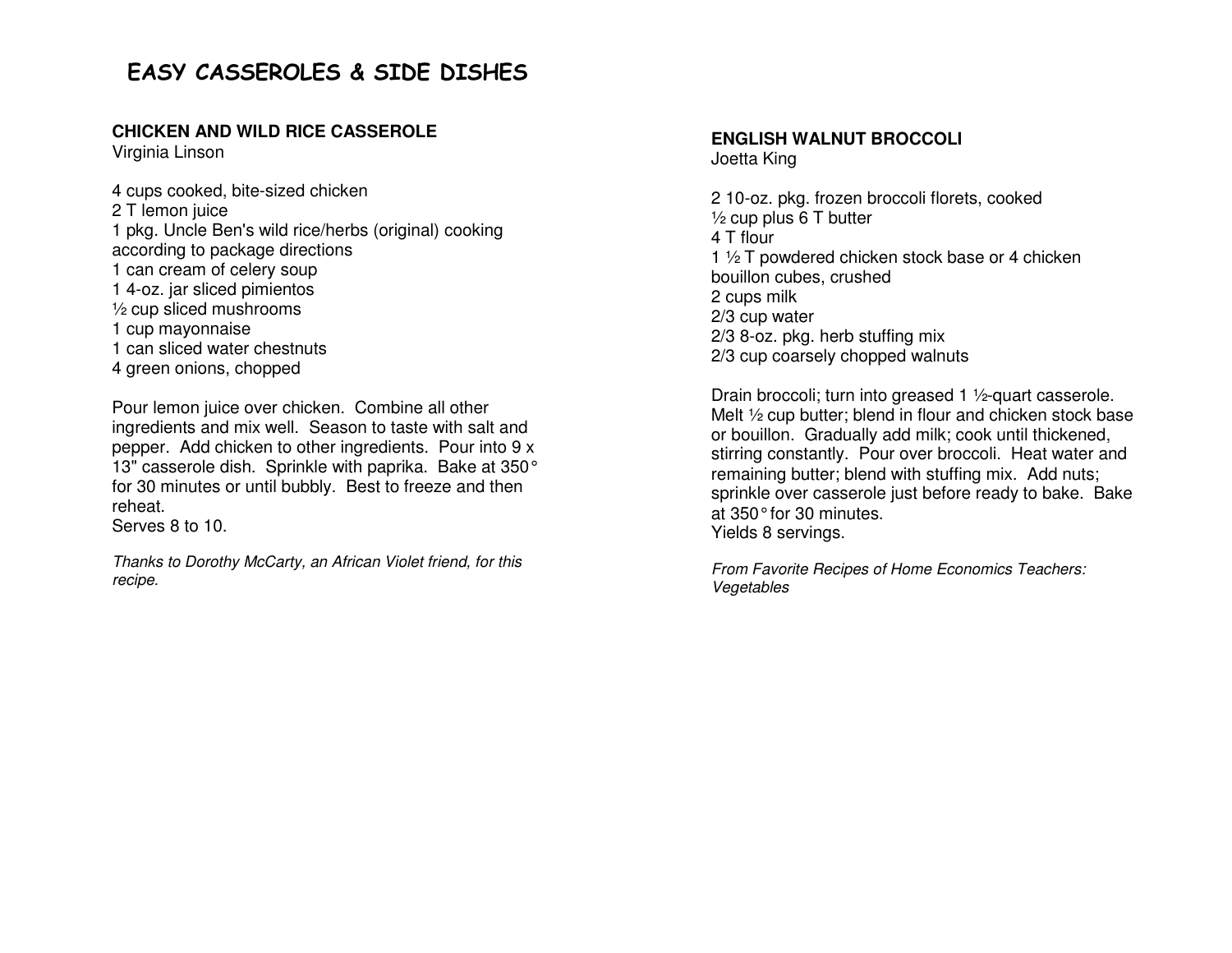# EASY CASSEROLES & SIDE DISHES

## CHICKEN AND WILD RICE CASSEROLE

Virginia Linson

4 cups cooked, bite-sized chicken
2 T lemon juice
1 pkg. Uncle Ben's wild rice/herbs (original) cooking according to package directions
1 can cream of celery soup
1 4-oz. jar sliced pimientos
½ cup sliced mushrooms
1 cup mayonnaise
1 can sliced water chestnuts
4 green onions, chopped

Pour lemon juice over chicken. Combine all other ingredients and mix well. Season to taste with salt and pepper. Add chicken to other ingredients. Pour into 9 x 13" casserole dish. Sprinkle with paprika. Bake at 350° for 30 minutes or until bubbly. Best to freeze and then reheat.
Serves 8 to 10.

*Thanks to Dorothy McCarty, an African Violet friend, for this recipe.*

## ENGLISH WALNUT BROCCOLI

Joetta King

2 10-oz. pkg. frozen broccoli florets, cooked
½ cup plus 6 T butter
4 T flour
1 ½ T powdered chicken stock base or 4 chicken bouillon cubes, crushed
2 cups milk
2/3 cup water
2/3 8-oz. pkg. herb stuffing mix
2/3 cup coarsely chopped walnuts

Drain broccoli; turn into greased 1 ½-quart casserole. Melt ½ cup butter; blend in flour and chicken stock base or bouillon. Gradually add milk; cook until thickened, stirring constantly. Pour over broccoli. Heat water and remaining butter; blend with stuffing mix. Add nuts; sprinkle over casserole just before ready to bake. Bake at 350° for 30 minutes.
Yields 8 servings.

*From Favorite Recipes of Home Economics Teachers: Vegetables*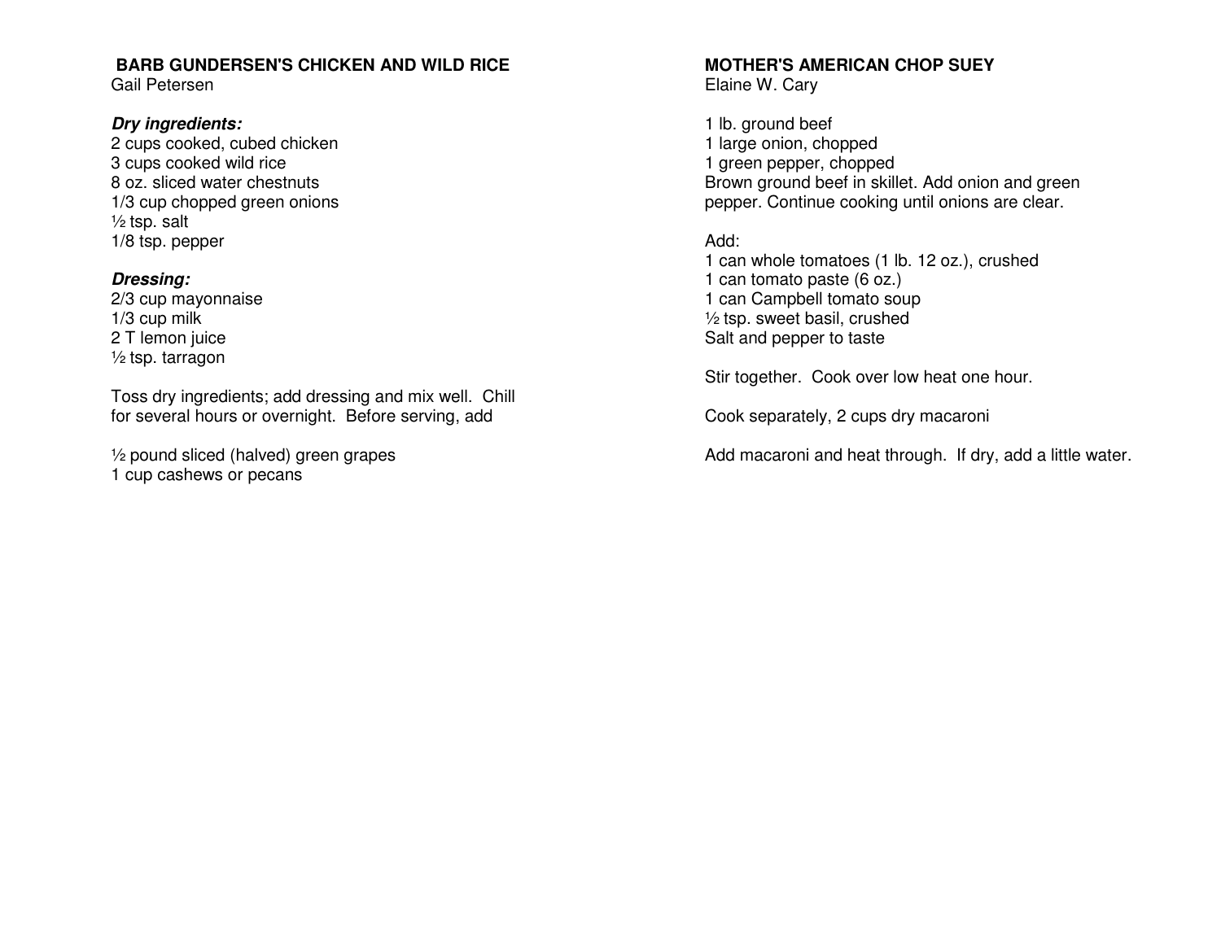## BARB GUNDERSEN'S CHICKEN AND WILD RICE

Gail Petersen

***Dry ingredients:***

2 cups cooked, cubed chicken
3 cups cooked wild rice
8 oz. sliced water chestnuts
1/3 cup chopped green onions
½ tsp. salt
1/8 tsp. pepper

***Dressing:***

2/3 cup mayonnaise
1/3 cup milk
2 T lemon juice
½ tsp. tarragon

Toss dry ingredients; add dressing and mix well. Chill for several hours or overnight. Before serving, add

½ pound sliced (halved) green grapes
1 cup cashews or pecans

## MOTHER'S AMERICAN CHOP SUEY

Elaine W. Cary

1 lb. ground beef
1 large onion, chopped
1 green pepper, chopped
Brown ground beef in skillet. Add onion and green pepper. Continue cooking until onions are clear.

Add:
1 can whole tomatoes (1 lb. 12 oz.), crushed
1 can tomato paste (6 oz.)
1 can Campbell tomato soup
½ tsp. sweet basil, crushed
Salt and pepper to taste

Stir together. Cook over low heat one hour.

Cook separately, 2 cups dry macaroni

Add macaroni and heat through. If dry, add a little water.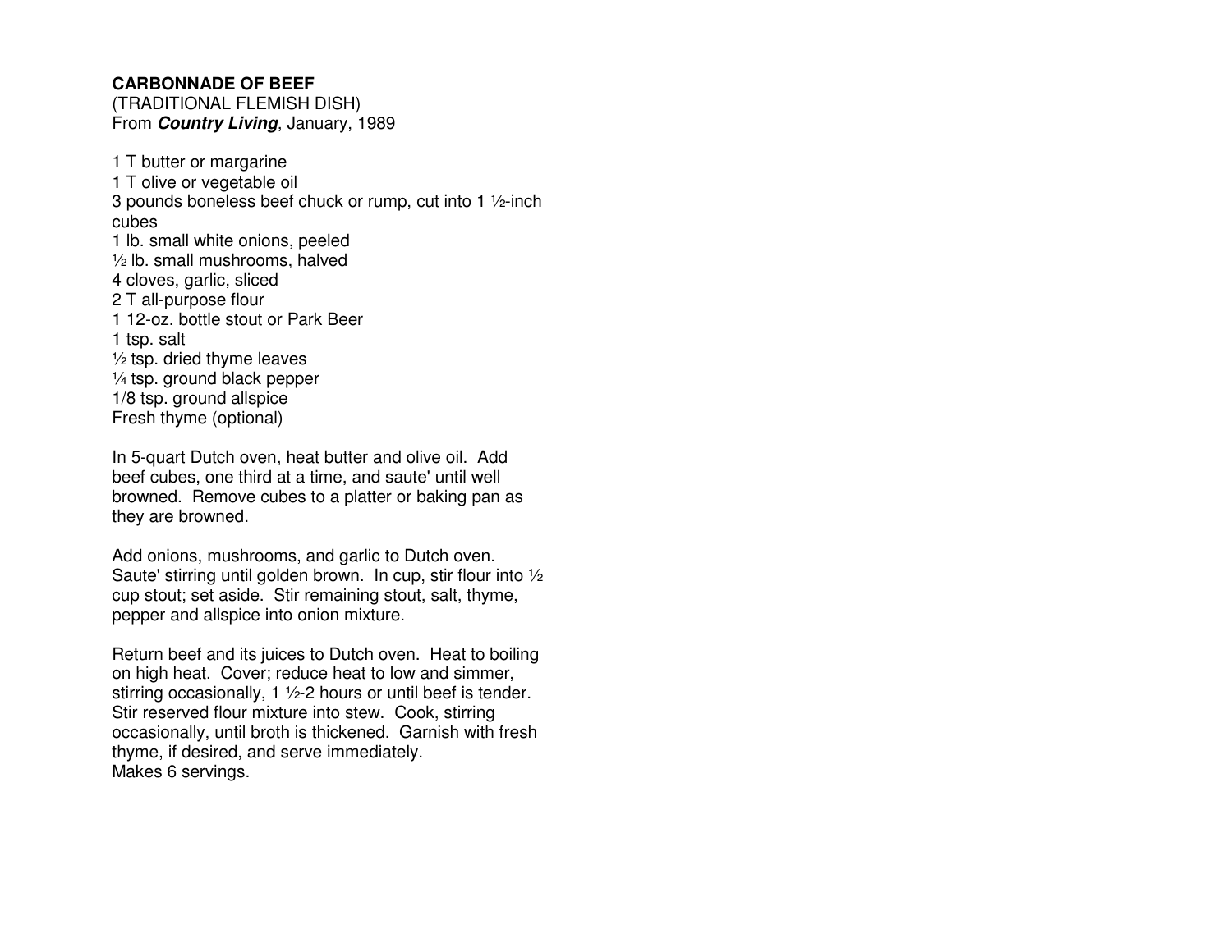**CARBONNADE OF BEEF**
(TRADITIONAL FLEMISH DISH)
From ***Country Living***, January, 1989

1 T butter or margarine
1 T olive or vegetable oil
3 pounds boneless beef chuck or rump, cut into 1 ½-inch cubes
1 lb. small white onions, peeled
½ lb. small mushrooms, halved
4 cloves, garlic, sliced
2 T all-purpose flour
1 12-oz. bottle stout or Park Beer
1 tsp. salt
½ tsp. dried thyme leaves
¼ tsp. ground black pepper
1/8 tsp. ground allspice
Fresh thyme (optional)

In 5-quart Dutch oven, heat butter and olive oil. Add beef cubes, one third at a time, and saute' until well browned. Remove cubes to a platter or baking pan as they are browned.

Add onions, mushrooms, and garlic to Dutch oven. Saute' stirring until golden brown. In cup, stir flour into ½ cup stout; set aside. Stir remaining stout, salt, thyme, pepper and allspice into onion mixture.

Return beef and its juices to Dutch oven. Heat to boiling on high heat. Cover; reduce heat to low and simmer, stirring occasionally, 1 ½-2 hours or until beef is tender. Stir reserved flour mixture into stew. Cook, stirring occasionally, until broth is thickened. Garnish with fresh thyme, if desired, and serve immediately.
Makes 6 servings.